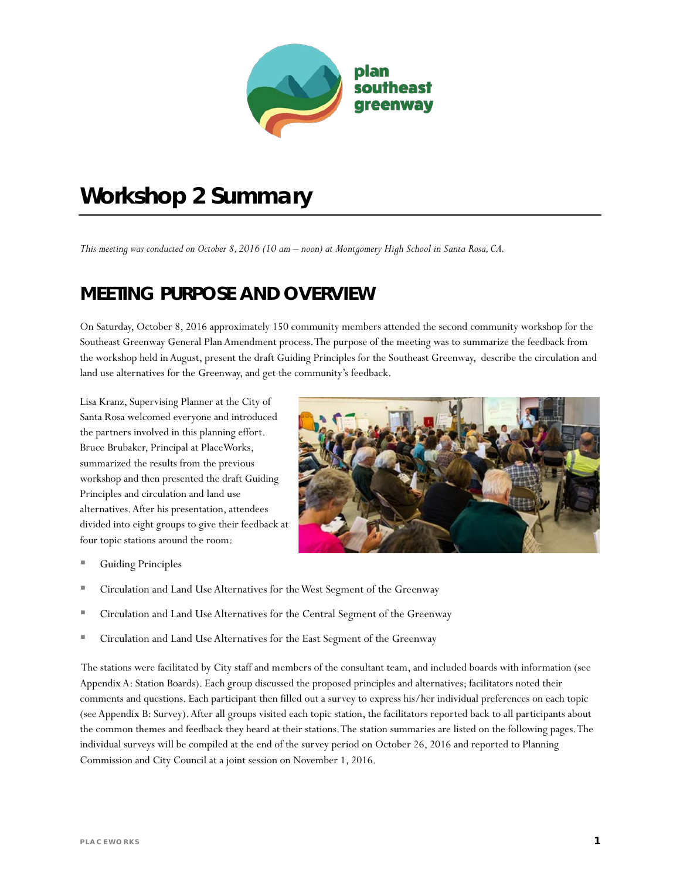plan southeast greenway

# Workshop 2 Summary

*This meeting was conducted on October 8, 2016 (10 am – noon) at Montgomery High School in Santa Rosa, CA.*

## MEETING PURPOSE AND OVERVIEW

On Saturday, October 8, 2016 approximately 150 community members attended the second community workshop for the Southeast Greenway General Plan Amendment process. The purpose of the meeting was to summarize the feedback from the workshop held in August, present the draft Guiding Principles for the Southeast Greenway, describe the circulation and land use alternatives for the Greenway, and get the community's feedback.

Lisa Kranz, Supervising Planner at the City of Santa Rosa welcomed everyone and introduced the partners involved in this planning effort. Bruce Brubaker, Principal at PlaceWorks, summarized the results from the previous workshop and then presented the draft Guiding Principles and circulation and land use alternatives. After his presentation, attendees divided into eight groups to give their feedback at four topic stations around the room:

- Guiding Principles
- Circulation and Land Use Alternatives for the West Segment of the Greenway
- Circulation and Land Use Alternatives for the Central Segment of the Greenway
- Circulation and Land Use Alternatives for the East Segment of the Greenway

The stations were facilitated by City staff and members of the consultant team, and included boards with information (see Appendix A: Station Boards). Each group discussed the proposed principles and alternatives; facilitators noted their comments and questions. Each participant then filled out a survey to express his/her individual preferences on each topic (see Appendix B: Survey). After all groups visited each topic station, the facilitators reported back to all participants about the common themes and feedback they heard at their stations. The station summaries are listed on the following pages. The individual surveys will be compiled at the end of the survey period on October 26, 2016 and reported to Planning Commission and City Council at a joint session on November 1, 2016.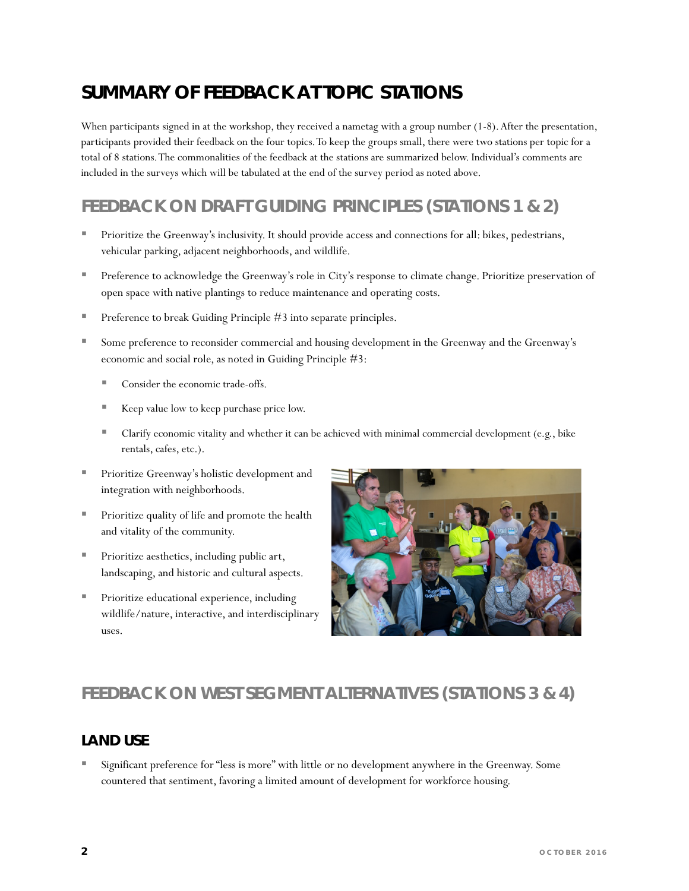## SUMMARY OF FEEDBACK AT TOPIC STATIONS

When participants signed in at the workshop, they received a nametag with a group number (1-8). After the presentation, participants provided their feedback on the four topics. To keep the groups small, there were two stations per topic for a total of 8 stations. The commonalities of the feedback at the stations are summarized below. Individual's comments are included in the surveys which will be tabulated at the end of the survey period as noted above.

### FEEDBACK ON DRAFT GUIDING PRINCIPLES (STATIONS 1 & 2)

- Prioritize the Greenway's inclusivity. It should provide access and connections for all: bikes, pedestrians, vehicular parking, adjacent neighborhoods, and wildlife.
- Preference to acknowledge the Greenway's role in City's response to climate change. Prioritize preservation of open space with native plantings to reduce maintenance and operating costs.
- Preference to break Guiding Principle #3 into separate principles.
- Some preference to reconsider commercial and housing development in the Greenway and the Greenway's economic and social role, as noted in Guiding Principle #3:
  - Consider the economic trade-offs.
  - Keep value low to keep purchase price low.
  - Clarify economic vitality and whether it can be achieved with minimal commercial development (e.g., bike rentals, cafes, etc.).
- Prioritize Greenway's holistic development and integration with neighborhoods.
- Prioritize quality of life and promote the health and vitality of the community.
- Prioritize aesthetics, including public art, landscaping, and historic and cultural aspects.
- Prioritize educational experience, including wildlife/nature, interactive, and interdisciplinary uses.

### FEEDBACK ON WEST SEGMENT ALTERNATIVES (STATIONS 3 & 4)

#### LAND USE

- Significant preference for "less is more" with little or no development anywhere in the Greenway. Some countered that sentiment, favoring a limited amount of development for workforce housing.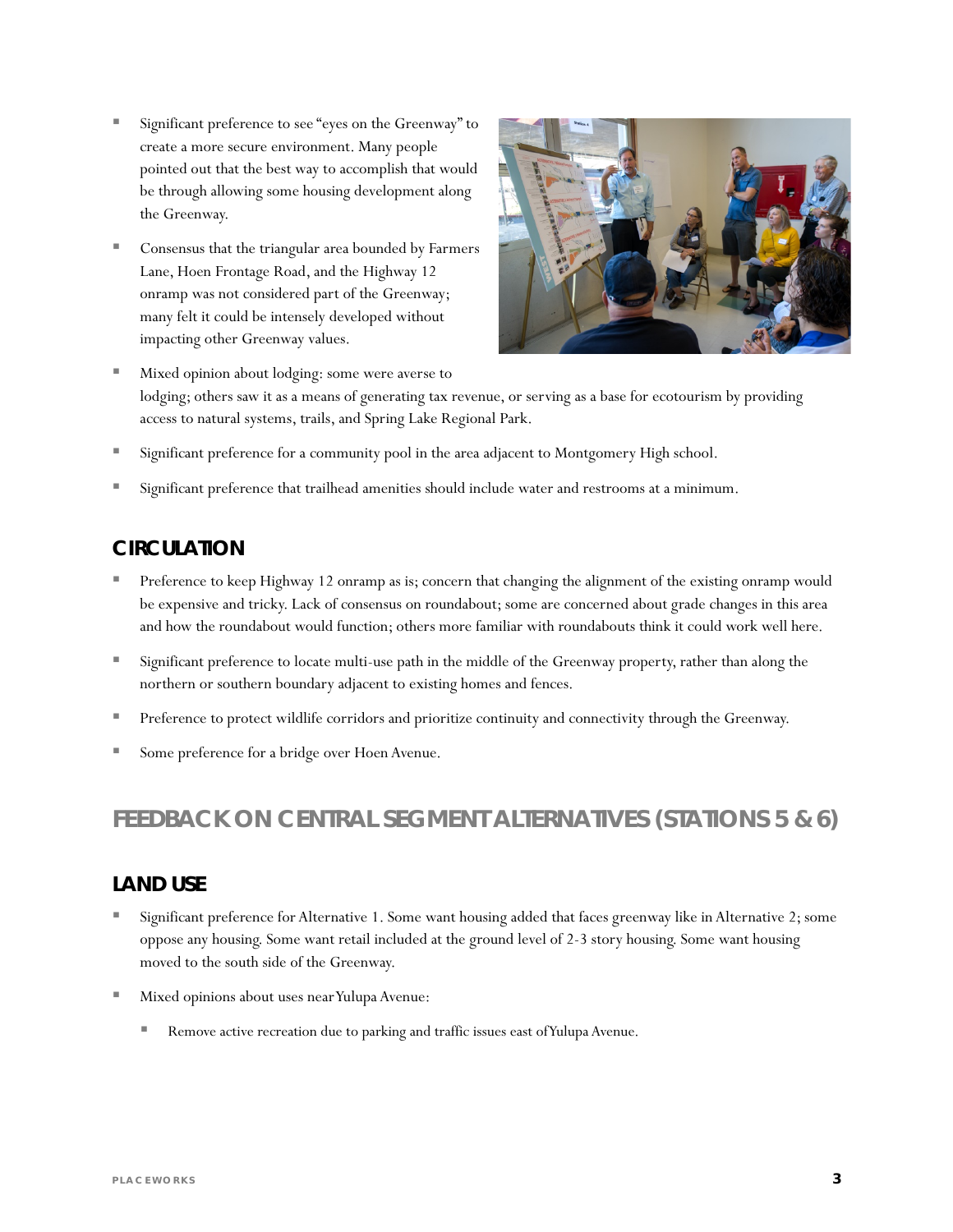- Significant preference to see "eyes on the Greenway" to create a more secure environment. Many people pointed out that the best way to accomplish that would be through allowing some housing development along the Greenway.
- Consensus that the triangular area bounded by Farmers Lane, Hoen Frontage Road, and the Highway 12 onramp was not considered part of the Greenway; many felt it could be intensely developed without impacting other Greenway values.
- Mixed opinion about lodging: some were averse to lodging; others saw it as a means of generating tax revenue, or serving as a base for ecotourism by providing access to natural systems, trails, and Spring Lake Regional Park.
- Significant preference for a community pool in the area adjacent to Montgomery High school.
- Significant preference that trailhead amenities should include water and restrooms at a minimum.

### CIRCULATION

- Preference to keep Highway 12 onramp as is; concern that changing the alignment of the existing onramp would be expensive and tricky. Lack of consensus on roundabout; some are concerned about grade changes in this area and how the roundabout would function; others more familiar with roundabouts think it could work well here.
- Significant preference to locate multi-use path in the middle of the Greenway property, rather than along the northern or southern boundary adjacent to existing homes and fences.
- Preference to protect wildlife corridors and prioritize continuity and connectivity through the Greenway.
- Some preference for a bridge over Hoen Avenue.

## FEEDBACK ON CENTRAL SEGMENT ALTERNATIVES (STATIONS 5 & 6)

### LAND USE

- Significant preference for Alternative 1. Some want housing added that faces greenway like in Alternative 2; some oppose any housing. Some want retail included at the ground level of 2-3 story housing. Some want housing moved to the south side of the Greenway.
- Mixed opinions about uses near Yulupa Avenue:
  - Remove active recreation due to parking and traffic issues east of Yulupa Avenue.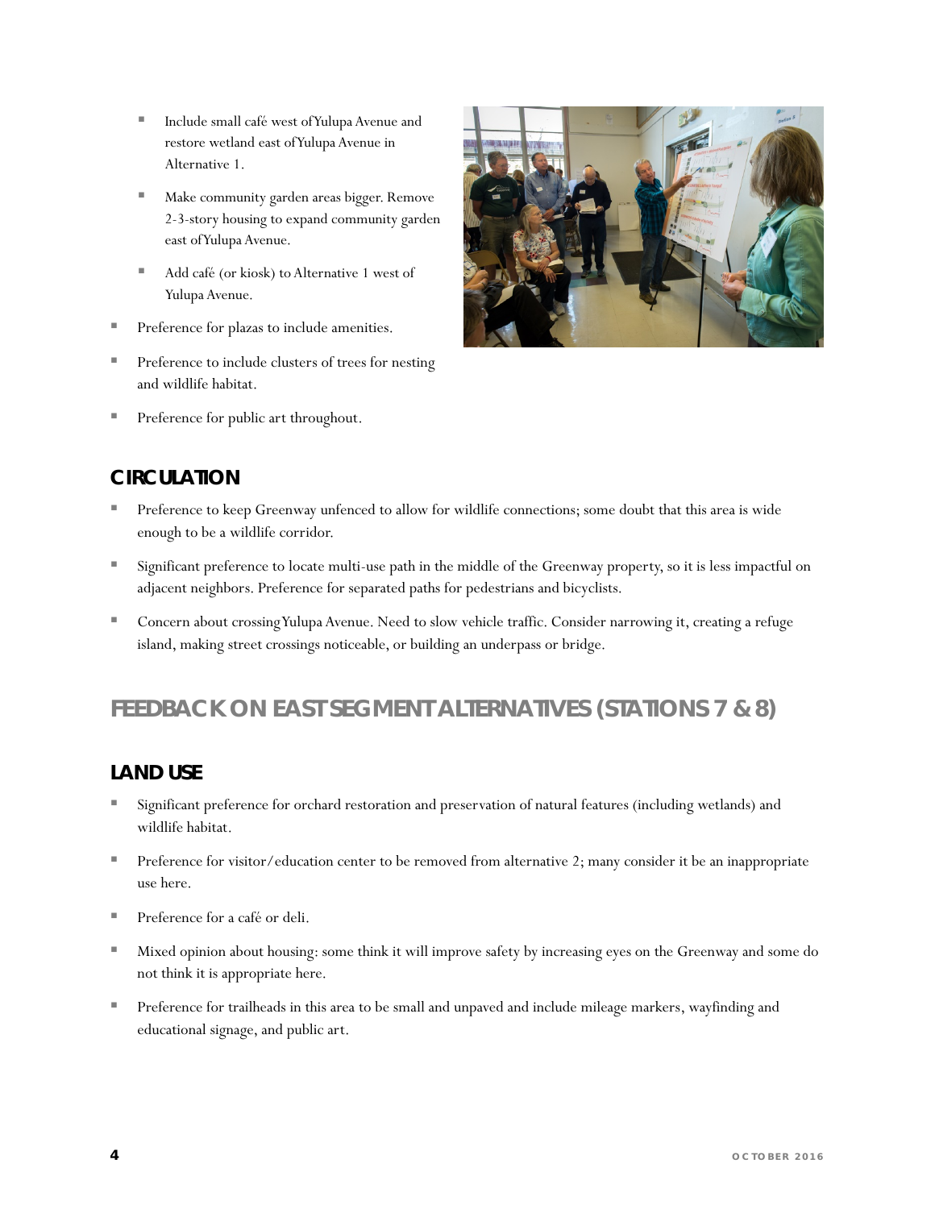- Include small café west of Yulupa Avenue and restore wetland east of Yulupa Avenue in Alternative 1.
  - Make community garden areas bigger. Remove 2-3-story housing to expand community garden east of Yulupa Avenue.
  - Add café (or kiosk) to Alternative 1 west of Yulupa Avenue.
- Preference for plazas to include amenities.
- Preference to include clusters of trees for nesting and wildlife habitat.
- Preference for public art throughout.

### CIRCULATION

- Preference to keep Greenway unfenced to allow for wildlife connections; some doubt that this area is wide enough to be a wildlife corridor.
- Significant preference to locate multi-use path in the middle of the Greenway property, so it is less impactful on adjacent neighbors. Preference for separated paths for pedestrians and bicyclists.
- Concern about crossing Yulupa Avenue. Need to slow vehicle traffic. Consider narrowing it, creating a refuge island, making street crossings noticeable, or building an underpass or bridge.

## FEEDBACK ON EAST SEGMENT ALTERNATIVES (STATIONS 7 & 8)

### LAND USE

- Significant preference for orchard restoration and preservation of natural features (including wetlands) and wildlife habitat.
- Preference for visitor/education center to be removed from alternative 2; many consider it be an inappropriate use here.
- Preference for a café or deli.
- Mixed opinion about housing: some think it will improve safety by increasing eyes on the Greenway and some do not think it is appropriate here.
- Preference for trailheads in this area to be small and unpaved and include mileage markers, wayfinding and educational signage, and public art.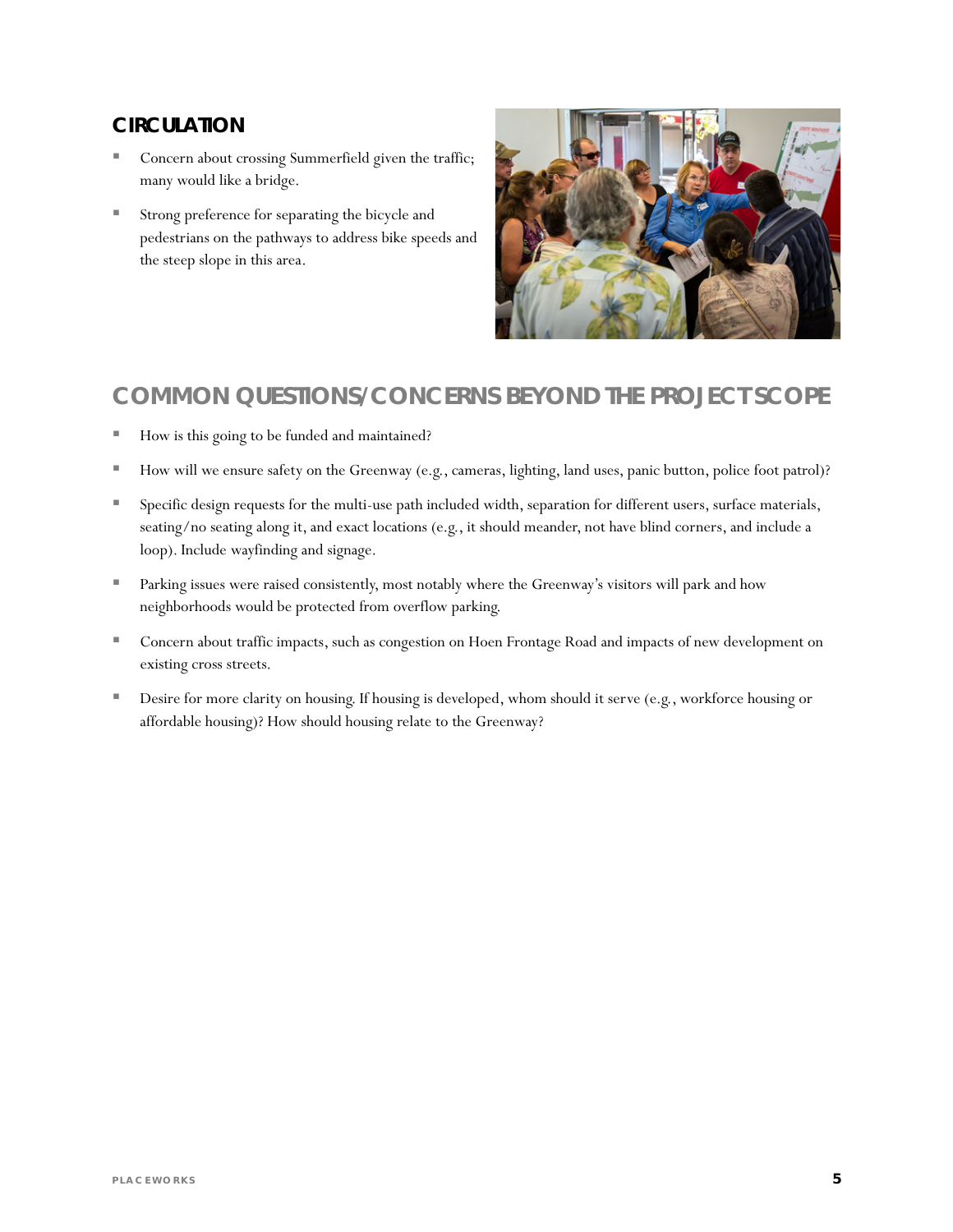## CIRCULATION

- Concern about crossing Summerfield given the traffic; many would like a bridge.
- Strong preference for separating the bicycle and pedestrians on the pathways to address bike speeds and the steep slope in this area.

## COMMON QUESTIONS/CONCERNS BEYOND THE PROJECT SCOPE

- How is this going to be funded and maintained?
- How will we ensure safety on the Greenway (e.g., cameras, lighting, land uses, panic button, police foot patrol)?
- Specific design requests for the multi-use path included width, separation for different users, surface materials, seating/no seating along it, and exact locations (e.g., it should meander, not have blind corners, and include a loop). Include wayfinding and signage.
- Parking issues were raised consistently, most notably where the Greenway's visitors will park and how neighborhoods would be protected from overflow parking.
- Concern about traffic impacts, such as congestion on Hoen Frontage Road and impacts of new development on existing cross streets.
- Desire for more clarity on housing. If housing is developed, whom should it serve (e.g., workforce housing or affordable housing)? How should housing relate to the Greenway?